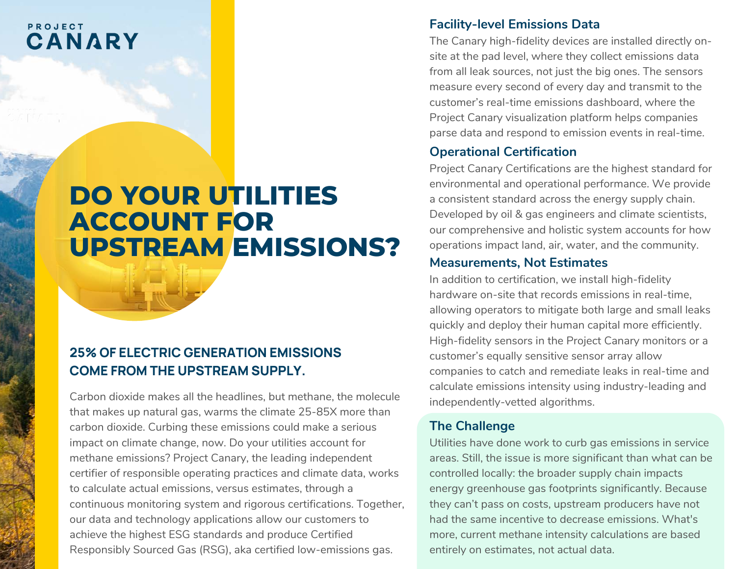PROJECT
CANARY

# DO YOUR UTILITIES ACCOUNT FOR UPSTREAM EMISSIONS?

## 25% OF ELECTRIC GENERATION EMISSIONS COME FROM THE UPSTREAM SUPPLY.

Carbon dioxide makes all the headlines, but methane, the molecule that makes up natural gas, warms the climate 25-85X more than carbon dioxide. Curbing these emissions could make a serious impact on climate change, now. Do your utilities account for methane emissions? Project Canary, the leading independent certifier of responsible operating practices and climate data, works to calculate actual emissions, versus estimates, through a continuous monitoring system and rigorous certifications. Together, our data and technology applications allow our customers to achieve the highest ESG standards and produce Certified Responsibly Sourced Gas (RSG), aka certified low-emissions gas.

### Facility-level Emissions Data

The Canary high-fidelity devices are installed directly on-site at the pad level, where they collect emissions data from all leak sources, not just the big ones. The sensors measure every second of every day and transmit to the customer's real-time emissions dashboard, where the Project Canary visualization platform helps companies parse data and respond to emission events in real-time.

### Operational Certification

Project Canary Certifications are the highest standard for environmental and operational performance. We provide a consistent standard across the energy supply chain. Developed by oil & gas engineers and climate scientists, our comprehensive and holistic system accounts for how operations impact land, air, water, and the community.

### Measurements, Not Estimates

In addition to certification, we install high-fidelity hardware on-site that records emissions in real-time, allowing operators to mitigate both large and small leaks quickly and deploy their human capital more efficiently. High-fidelity sensors in the Project Canary monitors or a customer's equally sensitive sensor array allow companies to catch and remediate leaks in real-time and calculate emissions intensity using industry-leading and independently-vetted algorithms.

### The Challenge

Utilities have done work to curb gas emissions in service areas. Still, the issue is more significant than what can be controlled locally: the broader supply chain impacts energy greenhouse gas footprints significantly. Because they can't pass on costs, upstream producers have not had the same incentive to decrease emissions. What's more, current methane intensity calculations are based entirely on estimates, not actual data.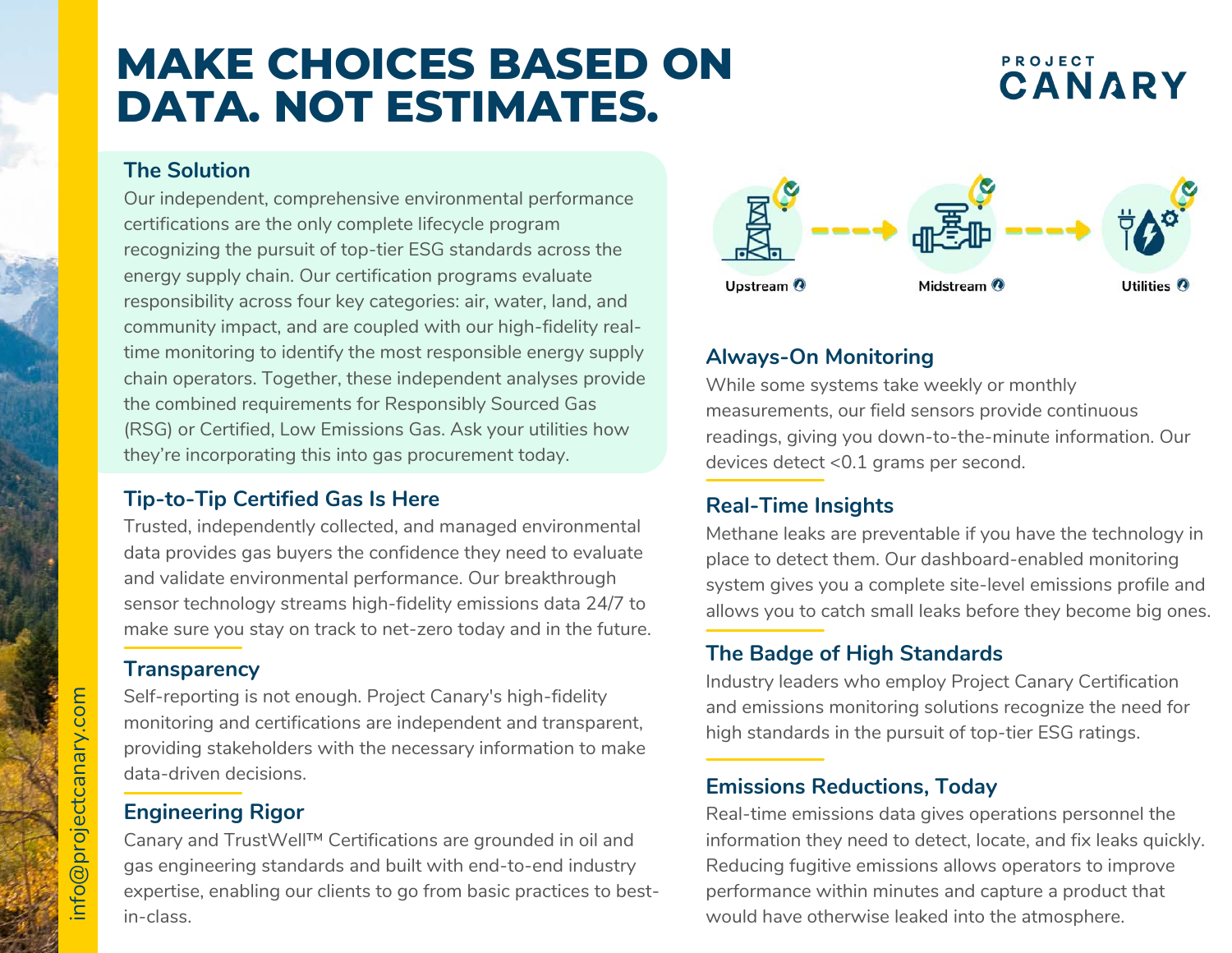# MAKE CHOICES BASED ON DATA. NOT ESTIMATES.

PROJECT CANARY

## The Solution

Our independent, comprehensive environmental performance certifications are the only complete lifecycle program recognizing the pursuit of top-tier ESG standards across the energy supply chain. Our certification programs evaluate responsibility across four key categories: air, water, land, and community impact, and are coupled with our high-fidelity real-time monitoring to identify the most responsible energy supply chain operators. Together, these independent analyses provide the combined requirements for Responsibly Sourced Gas (RSG) or Certified, Low Emissions Gas. Ask your utilities how they're incorporating this into gas procurement today.

## Tip-to-Tip Certified Gas Is Here

Trusted, independently collected, and managed environmental data provides gas buyers the confidence they need to evaluate and validate environmental performance. Our breakthrough sensor technology streams high-fidelity emissions data 24/7 to make sure you stay on track to net-zero today and in the future.

## Transparency

Self-reporting is not enough. Project Canary's high-fidelity monitoring and certifications are independent and transparent, providing stakeholders with the necessary information to make data-driven decisions.

## Engineering Rigor

Canary and TrustWell™ Certifications are grounded in oil and gas engineering standards and built with end-to-end industry expertise, enabling our clients to go from basic practices to best-in-class.

Upstream

Midstream

Utilities

## Always-On Monitoring

While some systems take weekly or monthly measurements, our field sensors provide continuous readings, giving you down-to-the-minute information. Our devices detect <0.1 grams per second.

## Real-Time Insights

Methane leaks are preventable if you have the technology in place to detect them. Our dashboard-enabled monitoring system gives you a complete site-level emissions profile and allows you to catch small leaks before they become big ones.

## The Badge of High Standards

Industry leaders who employ Project Canary Certification and emissions monitoring solutions recognize the need for high standards in the pursuit of top-tier ESG ratings.

## Emissions Reductions, Today

Real-time emissions data gives operations personnel the information they need to detect, locate, and fix leaks quickly. Reducing fugitive emissions allows operators to improve performance within minutes and capture a product that would have otherwise leaked into the atmosphere.

info@projectcanary.com